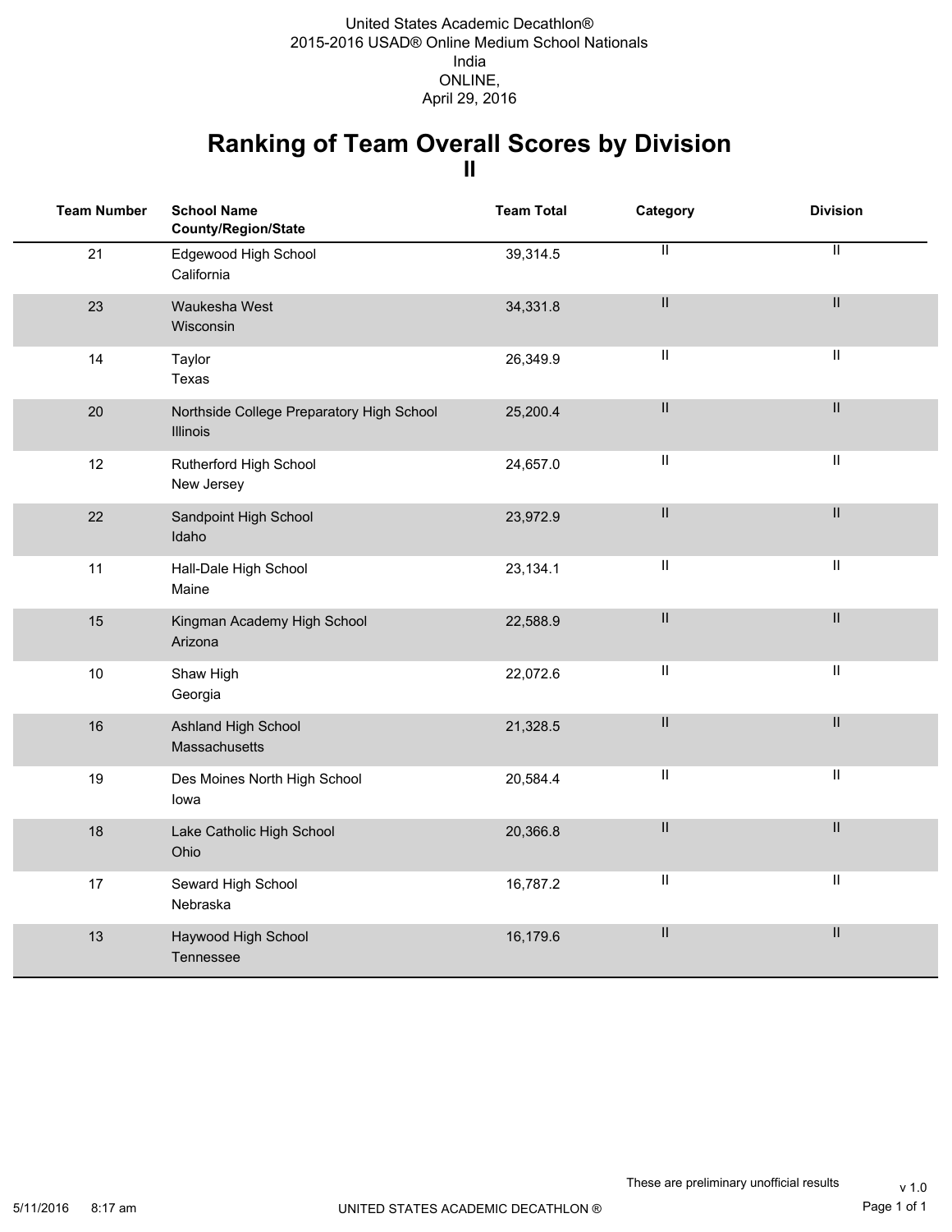United States Academic Decathlon®
2015-2016 USAD® Online Medium School Nationals
India
ONLINE,
April 29, 2016

# Ranking of Team Overall Scores by Division
## II

| Team Number | School Name County/Region/State | Team Total | Category | Division |
|---|---|---|---|---|
| 21 | Edgewood High School California | 39,314.5 | II | II |
| 23 | Waukesha West Wisconsin | 34,331.8 | II | II |
| 14 | Taylor Texas | 26,349.9 | II | II |
| 20 | Northside College Preparatory High School Illinois | 25,200.4 | II | II |
| 12 | Rutherford High School New Jersey | 24,657.0 | II | II |
| 22 | Sandpoint High School Idaho | 23,972.9 | II | II |
| 11 | Hall-Dale High School Maine | 23,134.1 | II | II |
| 15 | Kingman Academy High School Arizona | 22,588.9 | II | II |
| 10 | Shaw High Georgia | 22,072.6 | II | II |
| 16 | Ashland High School Massachusetts | 21,328.5 | II | II |
| 19 | Des Moines North High School Iowa | 20,584.4 | II | II |
| 18 | Lake Catholic High School Ohio | 20,366.8 | II | II |
| 17 | Seward High School Nebraska | 16,787.2 | II | II |
| 13 | Haywood High School Tennessee | 16,179.6 | II | II |

These are preliminary unofficial results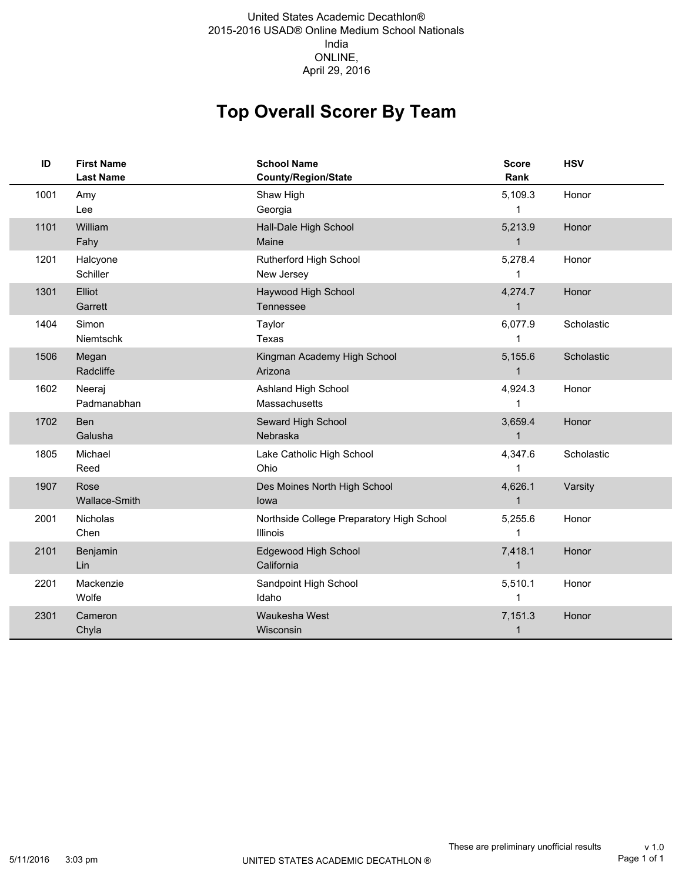United States Academic Decathlon®
2015-2016 USAD® Online Medium School Nationals
India
ONLINE,
April 29, 2016

# Top Overall Scorer By Team

| ID | First Name<br>Last Name | School Name<br>County/Region/State | Score<br>Rank | HSV |
|---|---|---|---|---|
| 1001 | Amy<br>Lee | Shaw High<br>Georgia | 5,109.3<br>1 | Honor |
| 1101 | William<br>Fahy | Hall-Dale High School<br>Maine | 5,213.9<br>1 | Honor |
| 1201 | Halcyone<br>Schiller | Rutherford High School<br>New Jersey | 5,278.4<br>1 | Honor |
| 1301 | Elliot<br>Garrett | Haywood High School<br>Tennessee | 4,274.7<br>1 | Honor |
| 1404 | Simon<br>Niemtschk | Taylor<br>Texas | 6,077.9<br>1 | Scholastic |
| 1506 | Megan<br>Radcliffe | Kingman Academy High School<br>Arizona | 5,155.6<br>1 | Scholastic |
| 1602 | Neeraj<br>Padmanabhan | Ashland High School<br>Massachusetts | 4,924.3<br>1 | Honor |
| 1702 | Ben<br>Galusha | Seward High School<br>Nebraska | 3,659.4<br>1 | Honor |
| 1805 | Michael<br>Reed | Lake Catholic High School<br>Ohio | 4,347.6<br>1 | Scholastic |
| 1907 | Rose<br>Wallace-Smith | Des Moines North High School<br>Iowa | 4,626.1<br>1 | Varsity |
| 2001 | Nicholas<br>Chen | Northside College Preparatory High School<br>Illinois | 5,255.6<br>1 | Honor |
| 2101 | Benjamin<br>Lin | Edgewood High School<br>California | 7,418.1<br>1 | Honor |
| 2201 | Mackenzie<br>Wolfe | Sandpoint High School<br>Idaho | 5,510.1<br>1 | Honor |
| 2301 | Cameron<br>Chyla | Waukesha West<br>Wisconsin | 7,151.3<br>1 | Honor |

These are preliminary unofficial results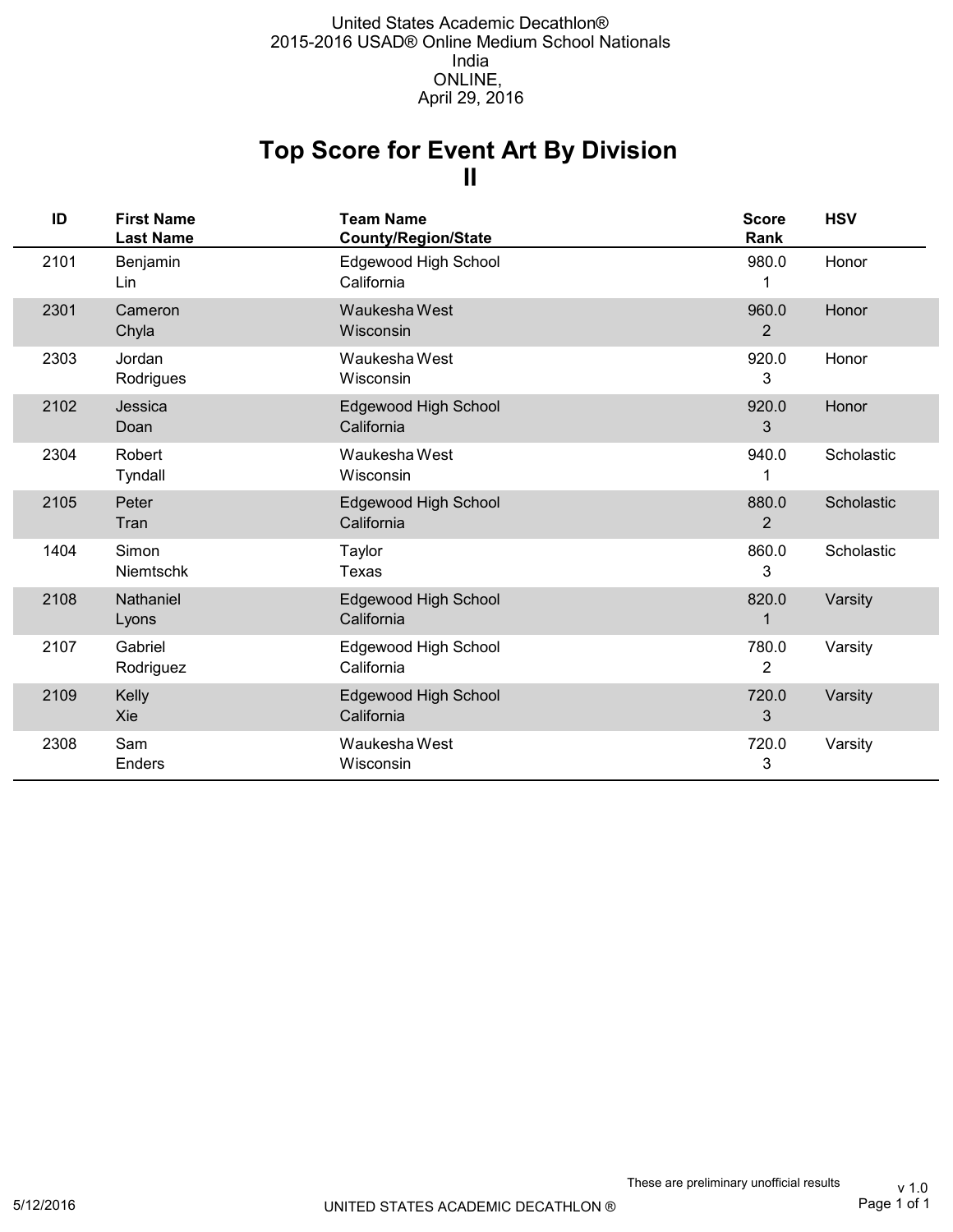United States Academic Decathlon®
2015-2016 USAD® Online Medium School Nationals
India
ONLINE,
April 29, 2016

# Top Score for Event Art By Division II

| ID | First Name<br>Last Name | Team Name<br>County/Region/State | Score<br>Rank | HSV |
|---|---|---|---|---|
| 2101 | Benjamin<br>Lin | Edgewood High School<br>California | 980.0<br>1 | Honor |
| 2301 | Cameron<br>Chyla | Waukesha West<br>Wisconsin | 960.0<br>2 | Honor |
| 2303 | Jordan<br>Rodrigues | Waukesha West<br>Wisconsin | 920.0<br>3 | Honor |
| 2102 | Jessica<br>Doan | Edgewood High School<br>California | 920.0<br>3 | Honor |
| 2304 | Robert<br>Tyndall | Waukesha West<br>Wisconsin | 940.0<br>1 | Scholastic |
| 2105 | Peter<br>Tran | Edgewood High School<br>California | 880.0<br>2 | Scholastic |
| 1404 | Simon<br>Niemtschk | Taylor<br>Texas | 860.0<br>3 | Scholastic |
| 2108 | Nathaniel<br>Lyons | Edgewood High School<br>California | 820.0<br>1 | Varsity |
| 2107 | Gabriel<br>Rodriguez | Edgewood High School<br>California | 780.0<br>2 | Varsity |
| 2109 | Kelly<br>Xie | Edgewood High School<br>California | 720.0<br>3 | Varsity |
| 2308 | Sam<br>Enders | Waukesha West<br>Wisconsin | 720.0<br>3 | Varsity |

These are preliminary unofficial results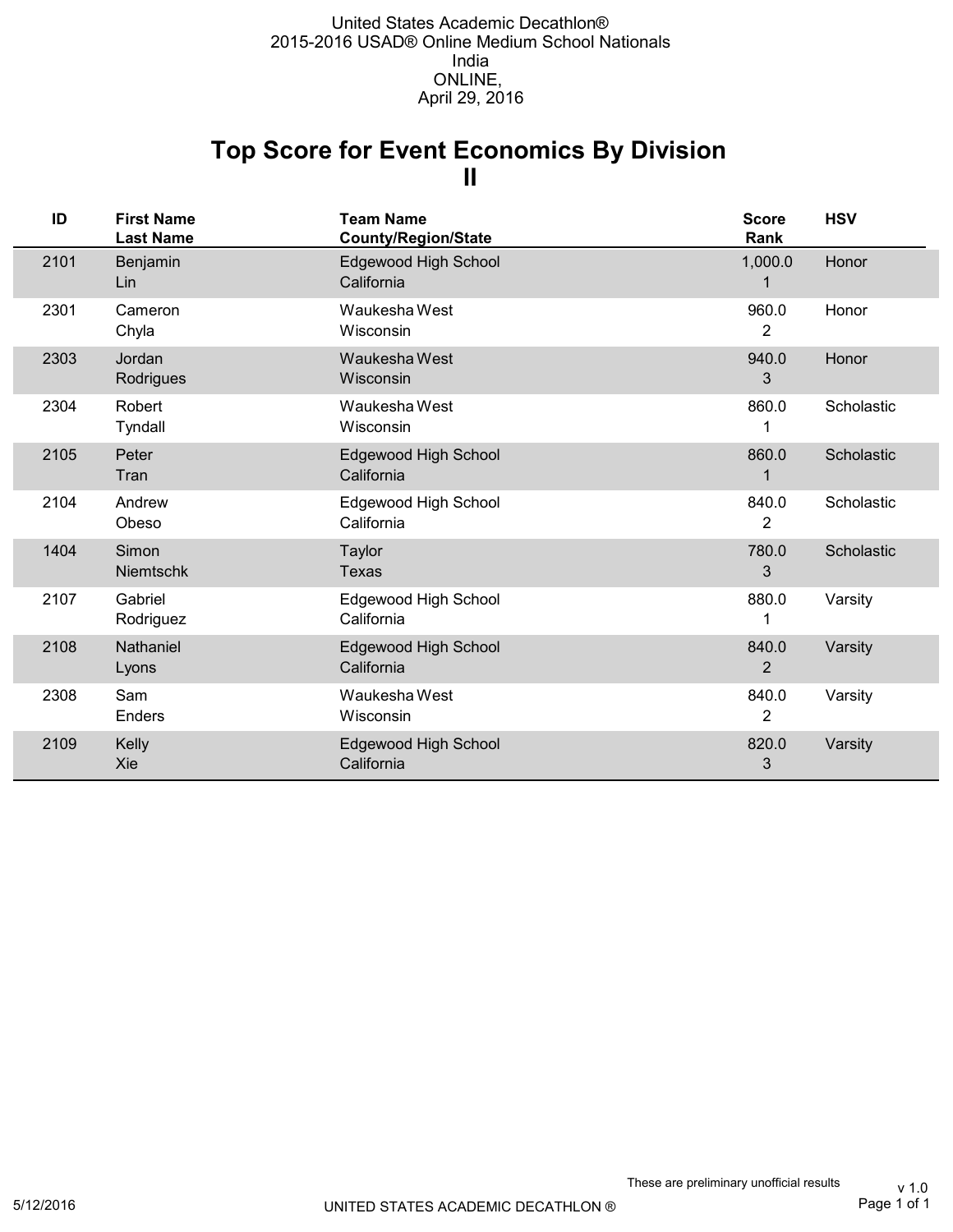United States Academic Decathlon®
2015-2016 USAD® Online Medium School Nationals
India
ONLINE,
April 29, 2016

# Top Score for Event Economics By Division II

| ID | First Name<br>Last Name | Team Name<br>County/Region/State | Score<br>Rank | HSV |
|---|---|---|---|---|
| 2101 | Benjamin<br>Lin | Edgewood High School<br>California | 1,000.0<br>1 | Honor |
| 2301 | Cameron<br>Chyla | Waukesha West<br>Wisconsin | 960.0<br>2 | Honor |
| 2303 | Jordan<br>Rodrigues | Waukesha West<br>Wisconsin | 940.0<br>3 | Honor |
| 2304 | Robert<br>Tyndall | Waukesha West<br>Wisconsin | 860.0<br>1 | Scholastic |
| 2105 | Peter<br>Tran | Edgewood High School<br>California | 860.0<br>1 | Scholastic |
| 2104 | Andrew<br>Obeso | Edgewood High School<br>California | 840.0<br>2 | Scholastic |
| 1404 | Simon<br>Niemtschk | Taylor<br>Texas | 780.0<br>3 | Scholastic |
| 2107 | Gabriel<br>Rodriguez | Edgewood High School<br>California | 880.0<br>1 | Varsity |
| 2108 | Nathaniel<br>Lyons | Edgewood High School<br>California | 840.0<br>2 | Varsity |
| 2308 | Sam<br>Enders | Waukesha West<br>Wisconsin | 840.0<br>2 | Varsity |
| 2109 | Kelly<br>Xie | Edgewood High School<br>California | 820.0<br>3 | Varsity |

These are preliminary unofficial results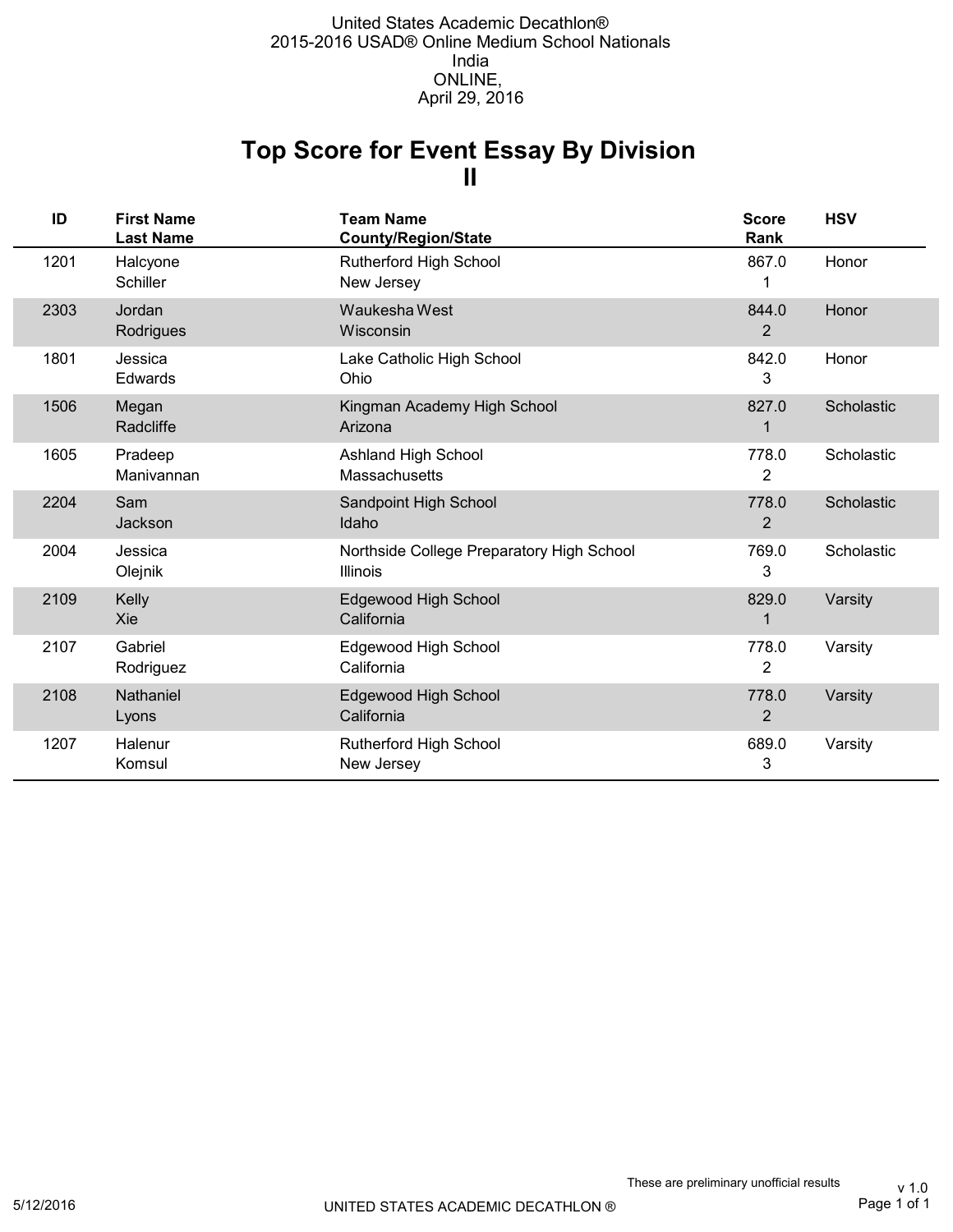United States Academic Decathlon®
2015-2016 USAD® Online Medium School Nationals
India
ONLINE,
April 29, 2016

# Top Score for Event Essay By Division II

| ID | First Name<br>Last Name | Team Name<br>County/Region/State | Score<br>Rank | HSV |
|---|---|---|---|---|
| 1201 | Halcyone<br>Schiller | Rutherford High School<br>New Jersey | 867.0<br>1 | Honor |
| 2303 | Jordan<br>Rodrigues | Waukesha West<br>Wisconsin | 844.0<br>2 | Honor |
| 1801 | Jessica<br>Edwards | Lake Catholic High School<br>Ohio | 842.0<br>3 | Honor |
| 1506 | Megan<br>Radcliffe | Kingman Academy High School<br>Arizona | 827.0<br>1 | Scholastic |
| 1605 | Pradeep<br>Manivannan | Ashland High School<br>Massachusetts | 778.0<br>2 | Scholastic |
| 2204 | Sam<br>Jackson | Sandpoint High School<br>Idaho | 778.0<br>2 | Scholastic |
| 2004 | Jessica<br>Olejnik | Northside College Preparatory High School<br>Illinois | 769.0<br>3 | Scholastic |
| 2109 | Kelly<br>Xie | Edgewood High School<br>California | 829.0<br>1 | Varsity |
| 2107 | Gabriel<br>Rodriguez | Edgewood High School<br>California | 778.0<br>2 | Varsity |
| 2108 | Nathaniel<br>Lyons | Edgewood High School<br>California | 778.0<br>2 | Varsity |
| 1207 | Halenur<br>Komsul | Rutherford High School<br>New Jersey | 689.0<br>3 | Varsity |

These are preliminary unofficial results

5/12/2016 UNITED STATES ACADEMIC DECATHLON ® v 1.0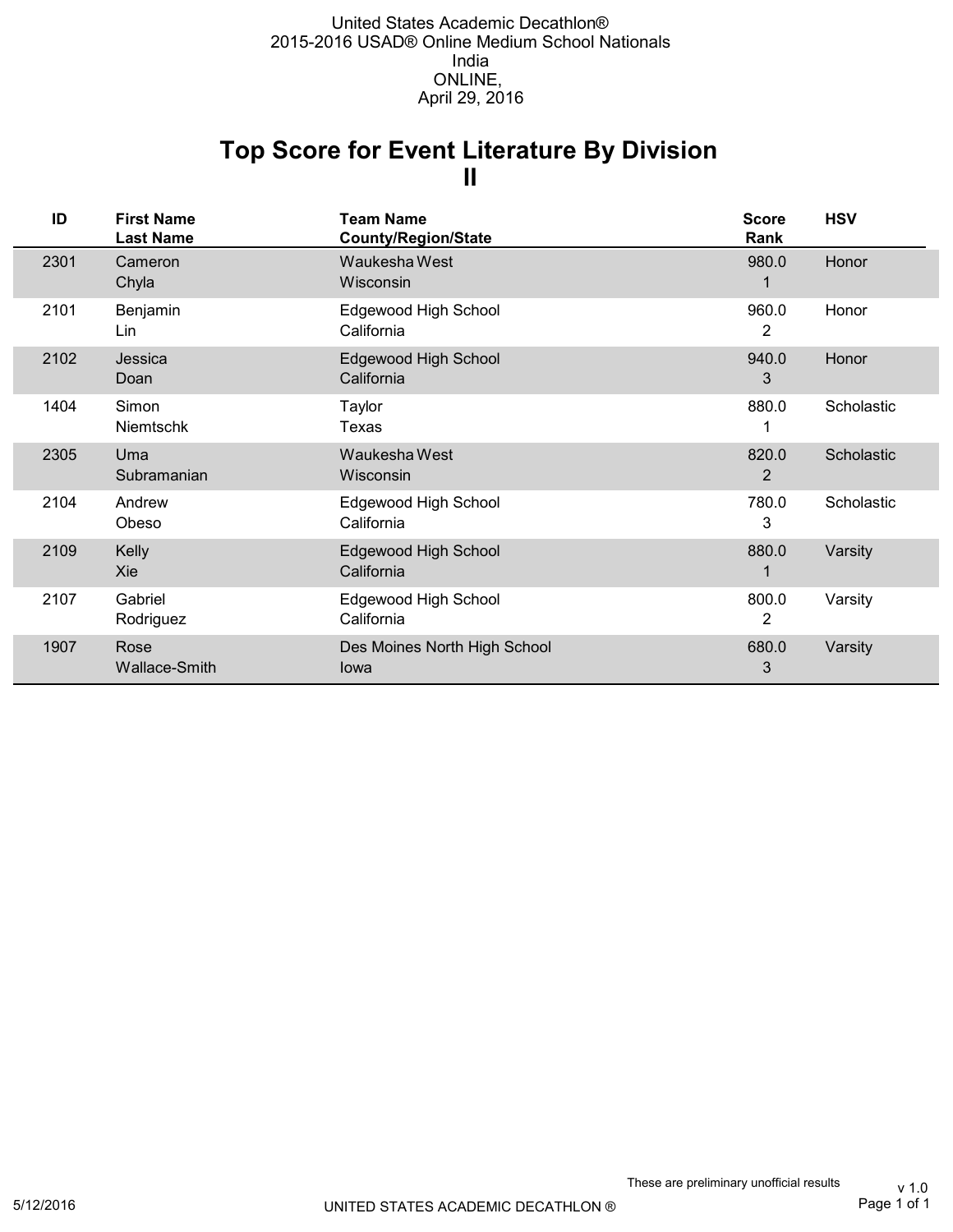United States Academic Decathlon®
2015-2016 USAD® Online Medium School Nationals
India
ONLINE,
April 29, 2016

# Top Score for Event Literature By Division II

| ID | First Name<br>Last Name | Team Name<br>County/Region/State | Score<br>Rank | HSV |
|---|---|---|---|---|
| 2301 | Cameron<br>Chyla | Waukesha West<br>Wisconsin | 980.0<br>1 | Honor |
| 2101 | Benjamin<br>Lin | Edgewood High School<br>California | 960.0<br>2 | Honor |
| 2102 | Jessica<br>Doan | Edgewood High School<br>California | 940.0<br>3 | Honor |
| 1404 | Simon<br>Niemtschk | Taylor<br>Texas | 880.0<br>1 | Scholastic |
| 2305 | Uma<br>Subramanian | Waukesha West<br>Wisconsin | 820.0<br>2 | Scholastic |
| 2104 | Andrew<br>Obeso | Edgewood High School<br>California | 780.0<br>3 | Scholastic |
| 2109 | Kelly<br>Xie | Edgewood High School<br>California | 880.0<br>1 | Varsity |
| 2107 | Gabriel<br>Rodriguez | Edgewood High School<br>California | 800.0<br>2 | Varsity |
| 1907 | Rose<br>Wallace-Smith | Des Moines North High School<br>Iowa | 680.0<br>3 | Varsity |

These are preliminary unofficial results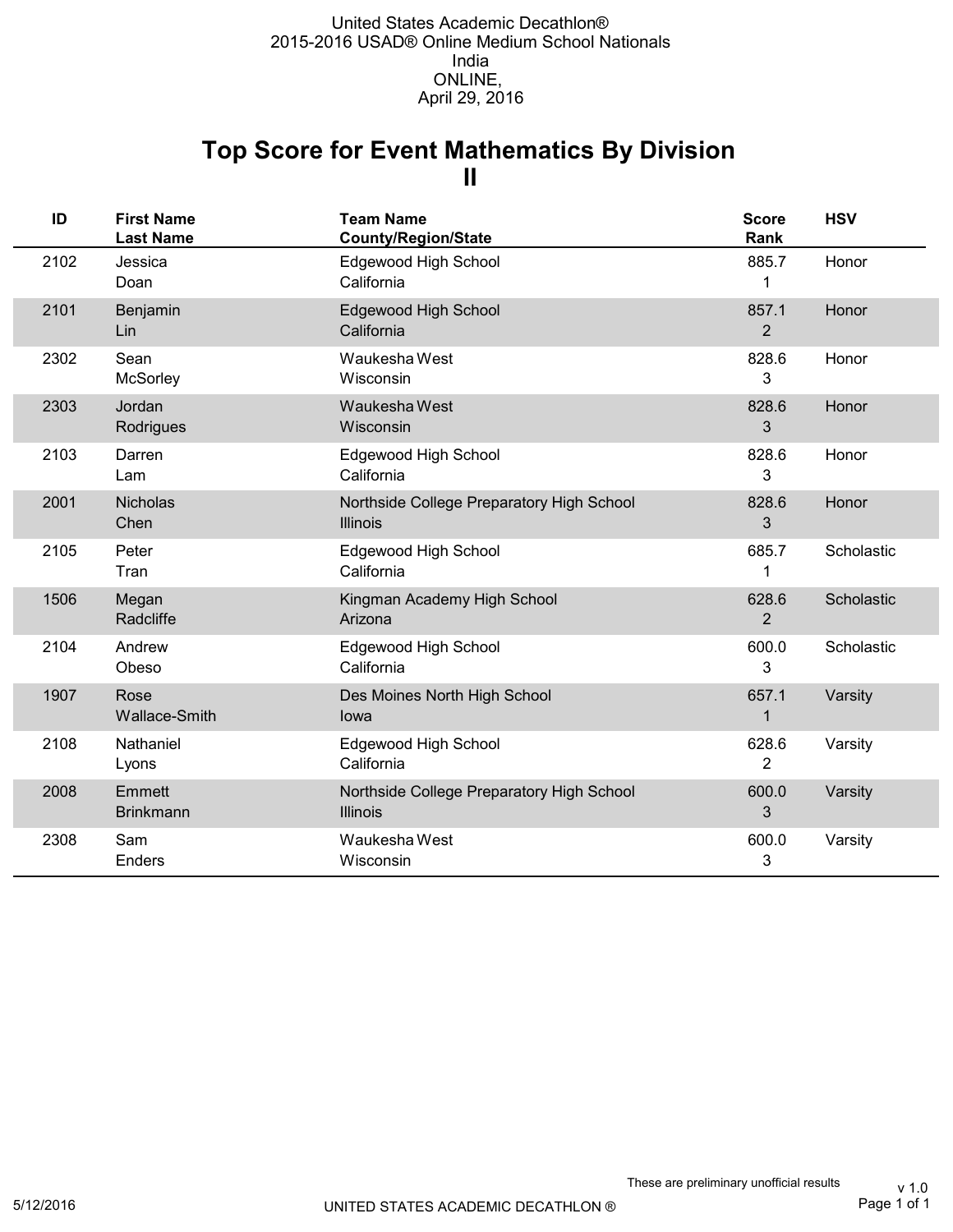United States Academic Decathlon®
2015-2016 USAD® Online Medium School Nationals
India
ONLINE,
April 29, 2016

# Top Score for Event Mathematics By Division II

| ID | First Name Last Name | Team Name County/Region/State | Score Rank | HSV |
|---|---|---|---|---|
| 2102 | Jessica Doan | Edgewood High School California | 885.7 1 | Honor |
| 2101 | Benjamin Lin | Edgewood High School California | 857.1 2 | Honor |
| 2302 | Sean McSorley | Waukesha West Wisconsin | 828.6 3 | Honor |
| 2303 | Jordan Rodrigues | Waukesha West Wisconsin | 828.6 3 | Honor |
| 2103 | Darren Lam | Edgewood High School California | 828.6 3 | Honor |
| 2001 | Nicholas Chen | Northside College Preparatory High School Illinois | 828.6 3 | Honor |
| 2105 | Peter Tran | Edgewood High School California | 685.7 1 | Scholastic |
| 1506 | Megan Radcliffe | Kingman Academy High School Arizona | 628.6 2 | Scholastic |
| 2104 | Andrew Obeso | Edgewood High School California | 600.0 3 | Scholastic |
| 1907 | Rose Wallace-Smith | Des Moines North High School Iowa | 657.1 1 | Varsity |
| 2108 | Nathaniel Lyons | Edgewood High School California | 628.6 2 | Varsity |
| 2008 | Emmett Brinkmann | Northside College Preparatory High School Illinois | 600.0 3 | Varsity |
| 2308 | Sam Enders | Waukesha West Wisconsin | 600.0 3 | Varsity |

These are preliminary unofficial results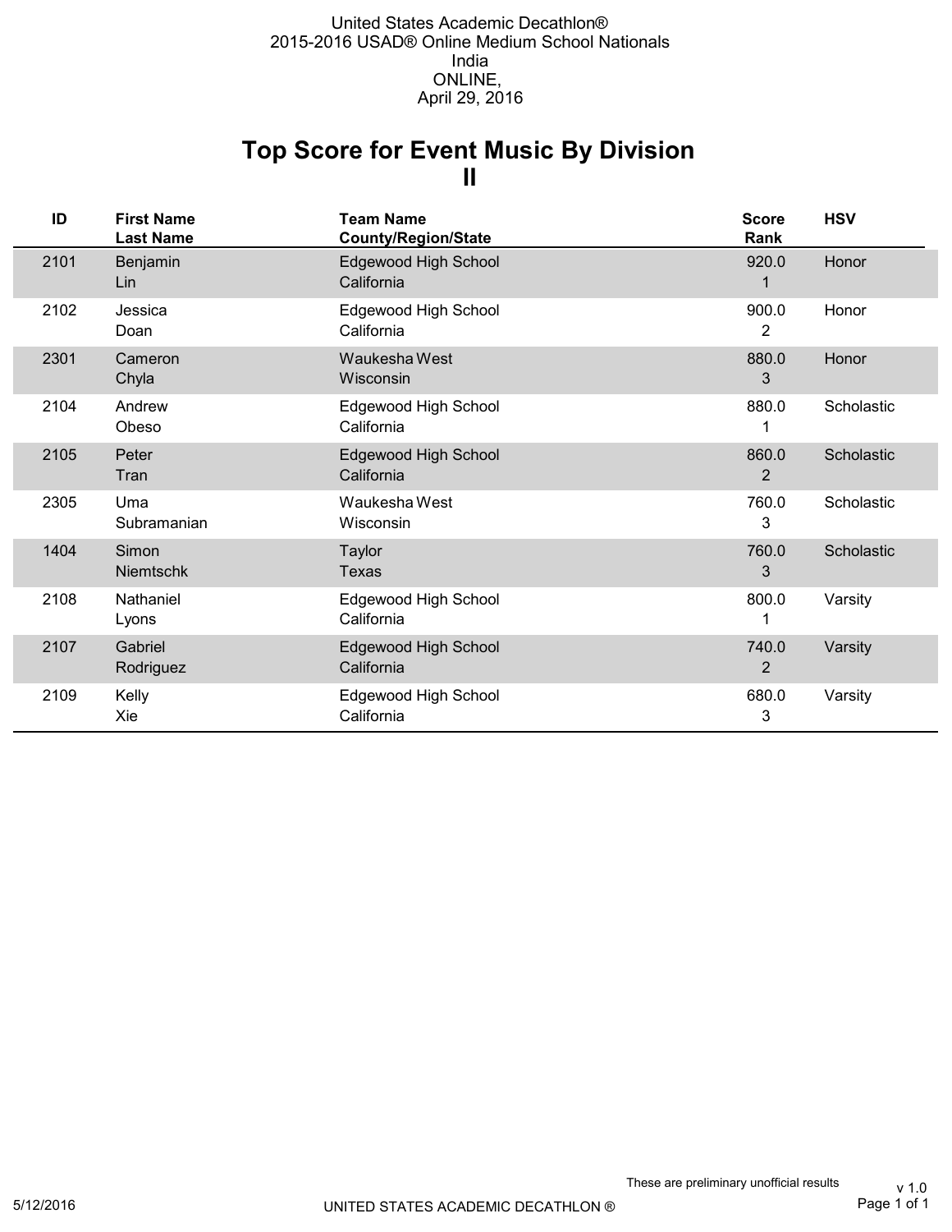United States Academic Decathlon®
2015-2016 USAD® Online Medium School Nationals
India
ONLINE,
April 29, 2016

# Top Score for Event Music By Division II

| ID | First Name<br>Last Name | Team Name<br>County/Region/State | Score<br>Rank | HSV |
|---|---|---|---|---|
| 2101 | Benjamin<br>Lin | Edgewood High School<br>California | 920.0<br>1 | Honor |
| 2102 | Jessica<br>Doan | Edgewood High School<br>California | 900.0<br>2 | Honor |
| 2301 | Cameron<br>Chyla | Waukesha West<br>Wisconsin | 880.0<br>3 | Honor |
| 2104 | Andrew<br>Obeso | Edgewood High School<br>California | 880.0<br>1 | Scholastic |
| 2105 | Peter<br>Tran | Edgewood High School<br>California | 860.0<br>2 | Scholastic |
| 2305 | Uma<br>Subramanian | Waukesha West<br>Wisconsin | 760.0<br>3 | Scholastic |
| 1404 | Simon<br>Niemtschk | Taylor<br>Texas | 760.0<br>3 | Scholastic |
| 2108 | Nathaniel<br>Lyons | Edgewood High School<br>California | 800.0<br>1 | Varsity |
| 2107 | Gabriel<br>Rodriguez | Edgewood High School<br>California | 740.0<br>2 | Varsity |
| 2109 | Kelly<br>Xie | Edgewood High School<br>California | 680.0<br>3 | Varsity |

These are preliminary unofficial results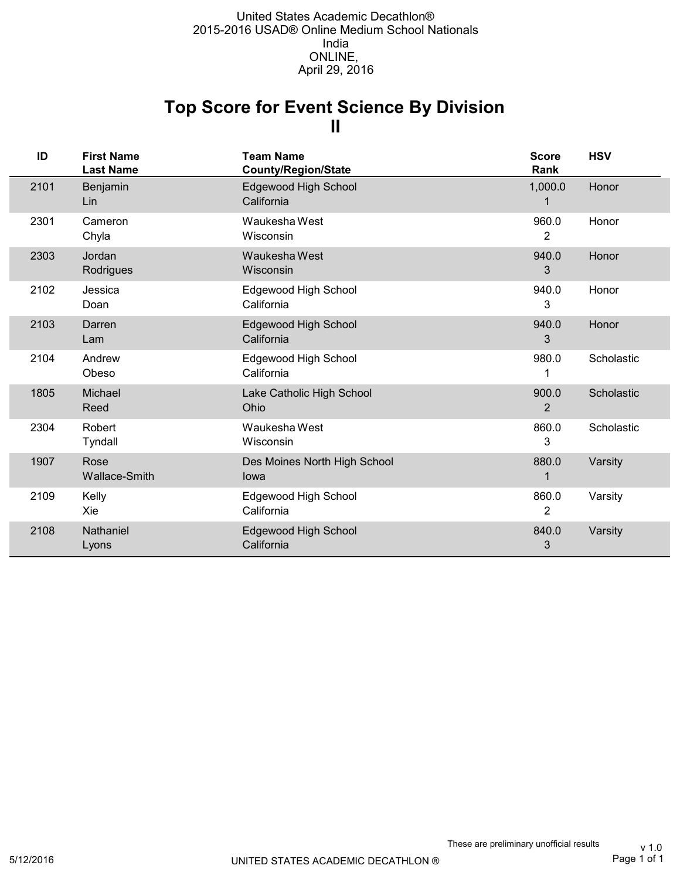United States Academic Decathlon®
2015-2016 USAD® Online Medium School Nationals
India
ONLINE,
April 29, 2016

# Top Score for Event Science By Division II

| ID | First Name Last Name | Team Name County/Region/State | Score Rank | HSV |
|---|---|---|---|---|
| 2101 | Benjamin Lin | Edgewood High School California | 1,000.0 1 | Honor |
| 2301 | Cameron Chyla | Waukesha West Wisconsin | 960.0 2 | Honor |
| 2303 | Jordan Rodrigues | Waukesha West Wisconsin | 940.0 3 | Honor |
| 2102 | Jessica Doan | Edgewood High School California | 940.0 3 | Honor |
| 2103 | Darren Lam | Edgewood High School California | 940.0 3 | Honor |
| 2104 | Andrew Obeso | Edgewood High School California | 980.0 1 | Scholastic |
| 1805 | Michael Reed | Lake Catholic High School Ohio | 900.0 2 | Scholastic |
| 2304 | Robert Tyndall | Waukesha West Wisconsin | 860.0 3 | Scholastic |
| 1907 | Rose Wallace-Smith | Des Moines North High School Iowa | 880.0 1 | Varsity |
| 2109 | Kelly Xie | Edgewood High School California | 860.0 2 | Varsity |
| 2108 | Nathaniel Lyons | Edgewood High School California | 840.0 3 | Varsity |

These are preliminary unofficial results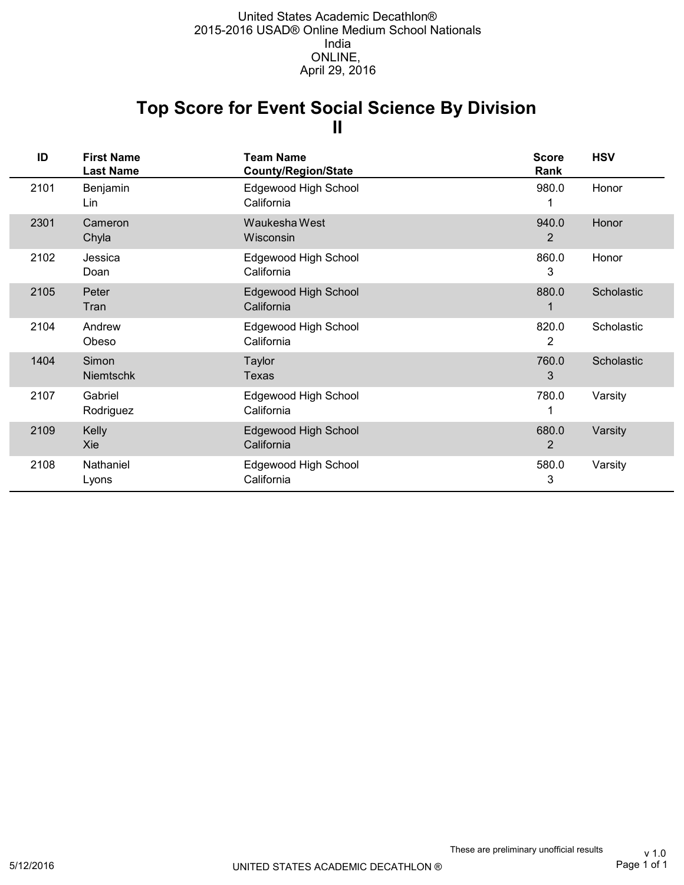United States Academic Decathlon®
2015-2016 USAD® Online Medium School Nationals
India
ONLINE,
April 29, 2016

# Top Score for Event Social Science By Division II

| ID | First Name<br>Last Name | Team Name<br>County/Region/State | Score<br>Rank | HSV |
|---|---|---|---|---|
| 2101 | Benjamin<br>Lin | Edgewood High School<br>California | 980.0<br>1 | Honor |
| 2301 | Cameron<br>Chyla | Waukesha West<br>Wisconsin | 940.0<br>2 | Honor |
| 2102 | Jessica<br>Doan | Edgewood High School<br>California | 860.0<br>3 | Honor |
| 2105 | Peter<br>Tran | Edgewood High School<br>California | 880.0<br>1 | Scholastic |
| 2104 | Andrew<br>Obeso | Edgewood High School<br>California | 820.0<br>2 | Scholastic |
| 1404 | Simon<br>Niemtschk | Taylor<br>Texas | 760.0<br>3 | Scholastic |
| 2107 | Gabriel<br>Rodriguez | Edgewood High School<br>California | 780.0<br>1 | Varsity |
| 2109 | Kelly<br>Xie | Edgewood High School<br>California | 680.0<br>2 | Varsity |
| 2108 | Nathaniel<br>Lyons | Edgewood High School<br>California | 580.0<br>3 | Varsity |

These are preliminary unofficial results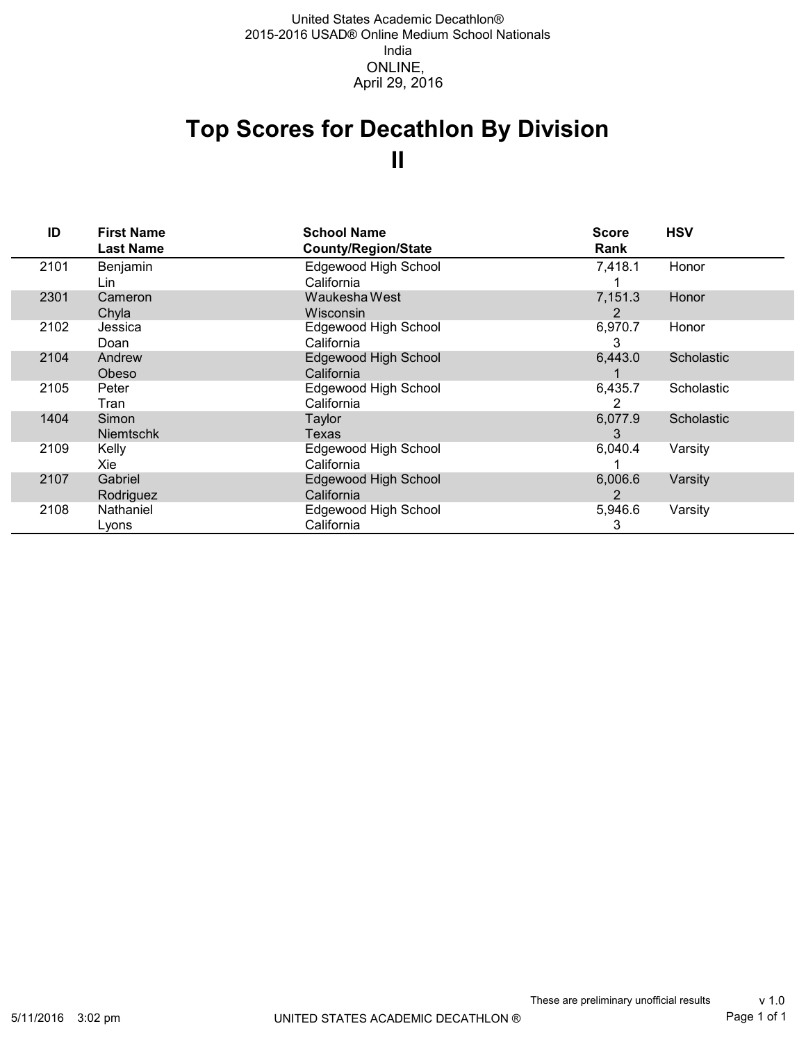United States Academic Decathlon®
2015-2016 USAD® Online Medium School Nationals
India
ONLINE,
April 29, 2016

# Top Scores for Decathlon By Division
# II

| ID | First Name<br>Last Name | School Name<br>County/Region/State | Score<br>Rank | HSV |
|---|---|---|---|---|
| 2101 | Benjamin<br>Lin | Edgewood High School<br>California | 7,418.1<br>1 | Honor |
| 2301 | Cameron<br>Chyla | Waukesha West<br>Wisconsin | 7,151.3<br>2 | Honor |
| 2102 | Jessica<br>Doan | Edgewood High School<br>California | 6,970.7<br>3 | Honor |
| 2104 | Andrew<br>Obeso | Edgewood High School<br>California | 6,443.0<br>1 | Scholastic |
| 2105 | Peter<br>Tran | Edgewood High School<br>California | 6,435.7<br>2 | Scholastic |
| 1404 | Simon<br>Niemtschk | Taylor<br>Texas | 6,077.9<br>3 | Scholastic |
| 2109 | Kelly<br>Xie | Edgewood High School<br>California | 6,040.4<br>1 | Varsity |
| 2107 | Gabriel<br>Rodriguez | Edgewood High School<br>California | 6,006.6<br>2 | Varsity |
| 2108 | Nathaniel<br>Lyons | Edgewood High School<br>California | 5,946.6<br>3 | Varsity |

These are preliminary unofficial results